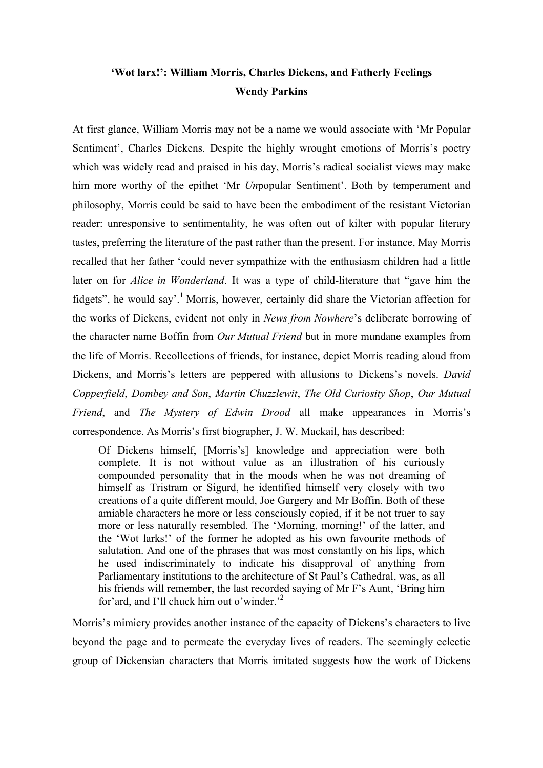**‘Wot larx!’: William Morris, Charles Dickens, and Fatherly Feelings**

**Wendy Parkins**

At first glance, William Morris may not be a name we would associate with ‘Mr Popular Sentiment’, Charles Dickens. Despite the highly wrought emotions of Morris’s poetry which was widely read and praised in his day, Morris’s radical socialist views may make him more worthy of the epithet ‘Mr *Un*popular Sentiment’. Both by temperament and philosophy, Morris could be said to have been the embodiment of the resistant Victorian reader: unresponsive to sentimentality, he was often out of kilter with popular literary tastes, preferring the literature of the past rather than the present. For instance, May Morris recalled that her father ‘could never sympathize with the enthusiasm children had a little later on for *Alice in Wonderland*. It was a type of child-literature that “gave him the fidgets”, he would say’.[1] Morris, however, certainly did share the Victorian affection for the works of Dickens, evident not only in *News from Nowhere*’s deliberate borrowing of the character name Boffin from *Our Mutual Friend* but in more mundane examples from the life of Morris. Recollections of friends, for instance, depict Morris reading aloud from Dickens, and Morris’s letters are peppered with allusions to Dickens’s novels. *David Copperfield*, *Dombey and Son*, *Martin Chuzzlewit*, *The Old Curiosity Shop*, *Our Mutual Friend*, and *The Mystery of Edwin Drood* all make appearances in Morris’s correspondence. As Morris’s first biographer, J. W. Mackail, has described:

> Of Dickens himself, [Morris’s] knowledge and appreciation were both complete. It is not without value as an illustration of his curiously compounded personality that in the moods when he was not dreaming of himself as Tristram or Sigurd, he identified himself very closely with two creations of a quite different mould, Joe Gargery and Mr Boffin. Both of these amiable characters he more or less consciously copied, if it be not truer to say more or less naturally resembled. The ‘Morning, morning!’ of the latter, and the ‘Wot larks!’ of the former he adopted as his own favourite methods of salutation. And one of the phrases that was most constantly on his lips, which he used indiscriminately to indicate his disapproval of anything from Parliamentary institutions to the architecture of St Paul’s Cathedral, was, as all his friends will remember, the last recorded saying of Mr F’s Aunt, ‘Bring him for’ard, and I’ll chuck him out o’winder.’[2]

Morris’s mimicry provides another instance of the capacity of Dickens’s characters to live beyond the page and to permeate the everyday lives of readers. The seemingly eclectic group of Dickensian characters that Morris imitated suggests how the work of Dickens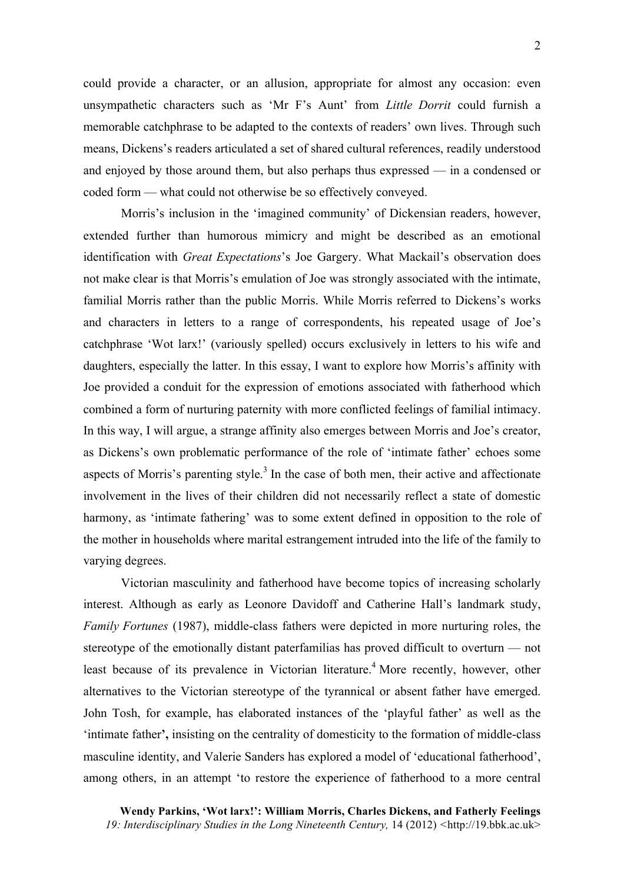could provide a character, or an allusion, appropriate for almost any occasion: even unsympathetic characters such as 'Mr F's Aunt' from *Little Dorrit* could furnish a memorable catchphrase to be adapted to the contexts of readers' own lives. Through such means, Dickens's readers articulated a set of shared cultural references, readily understood and enjoyed by those around them, but also perhaps thus expressed — in a condensed or coded form — what could not otherwise be so effectively conveyed.

Morris's inclusion in the 'imagined community' of Dickensian readers, however, extended further than humorous mimicry and might be described as an emotional identification with *Great Expectations*'s Joe Gargery. What Mackail's observation does not make clear is that Morris's emulation of Joe was strongly associated with the intimate, familial Morris rather than the public Morris. While Morris referred to Dickens's works and characters in letters to a range of correspondents, his repeated usage of Joe's catchphrase 'Wot larx!' (variously spelled) occurs exclusively in letters to his wife and daughters, especially the latter. In this essay, I want to explore how Morris's affinity with Joe provided a conduit for the expression of emotions associated with fatherhood which combined a form of nurturing paternity with more conflicted feelings of familial intimacy. In this way, I will argue, a strange affinity also emerges between Morris and Joe's creator, as Dickens's own problematic performance of the role of 'intimate father' echoes some aspects of Morris's parenting style.[3] In the case of both men, their active and affectionate involvement in the lives of their children did not necessarily reflect a state of domestic harmony, as 'intimate fathering' was to some extent defined in opposition to the role of the mother in households where marital estrangement intruded into the life of the family to varying degrees.

Victorian masculinity and fatherhood have become topics of increasing scholarly interest. Although as early as Leonore Davidoff and Catherine Hall's landmark study, *Family Fortunes* (1987), middle-class fathers were depicted in more nurturing roles, the stereotype of the emotionally distant paterfamilias has proved difficult to overturn — not least because of its prevalence in Victorian literature.[4] More recently, however, other alternatives to the Victorian stereotype of the tyrannical or absent father have emerged. John Tosh, for example, has elaborated instances of the 'playful father' as well as the 'intimate father', insisting on the centrality of domesticity to the formation of middle-class masculine identity, and Valerie Sanders has explored a model of 'educational fatherhood', among others, in an attempt 'to restore the experience of fatherhood to a more central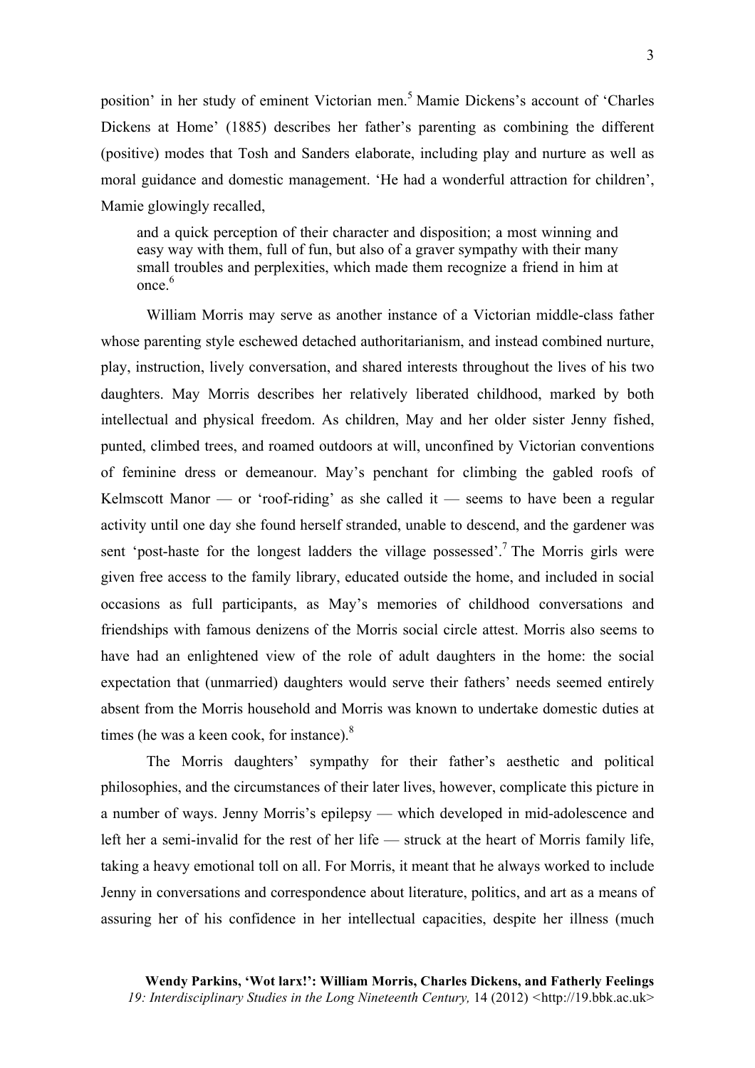position' in her study of eminent Victorian men.[5] Mamie Dickens's account of 'Charles Dickens at Home' (1885) describes her father's parenting as combining the different (positive) modes that Tosh and Sanders elaborate, including play and nurture as well as moral guidance and domestic management. 'He had a wonderful attraction for children', Mamie glowingly recalled,

> and a quick perception of their character and disposition; a most winning and easy way with them, full of fun, but also of a graver sympathy with their many small troubles and perplexities, which made them recognize a friend in him at once.[6]

William Morris may serve as another instance of a Victorian middle-class father whose parenting style eschewed detached authoritarianism, and instead combined nurture, play, instruction, lively conversation, and shared interests throughout the lives of his two daughters. May Morris describes her relatively liberated childhood, marked by both intellectual and physical freedom. As children, May and her older sister Jenny fished, punted, climbed trees, and roamed outdoors at will, unconfined by Victorian conventions of feminine dress or demeanour. May's penchant for climbing the gabled roofs of Kelmscott Manor — or 'roof-riding' as she called it — seems to have been a regular activity until one day she found herself stranded, unable to descend, and the gardener was sent 'post-haste for the longest ladders the village possessed'.[7] The Morris girls were given free access to the family library, educated outside the home, and included in social occasions as full participants, as May's memories of childhood conversations and friendships with famous denizens of the Morris social circle attest. Morris also seems to have had an enlightened view of the role of adult daughters in the home: the social expectation that (unmarried) daughters would serve their fathers' needs seemed entirely absent from the Morris household and Morris was known to undertake domestic duties at times (he was a keen cook, for instance).[8]

The Morris daughters' sympathy for their father's aesthetic and political philosophies, and the circumstances of their later lives, however, complicate this picture in a number of ways. Jenny Morris's epilepsy — which developed in mid-adolescence and left her a semi-invalid for the rest of her life — struck at the heart of Morris family life, taking a heavy emotional toll on all. For Morris, it meant that he always worked to include Jenny in conversations and correspondence about literature, politics, and art as a means of assuring her of his confidence in her intellectual capacities, despite her illness (much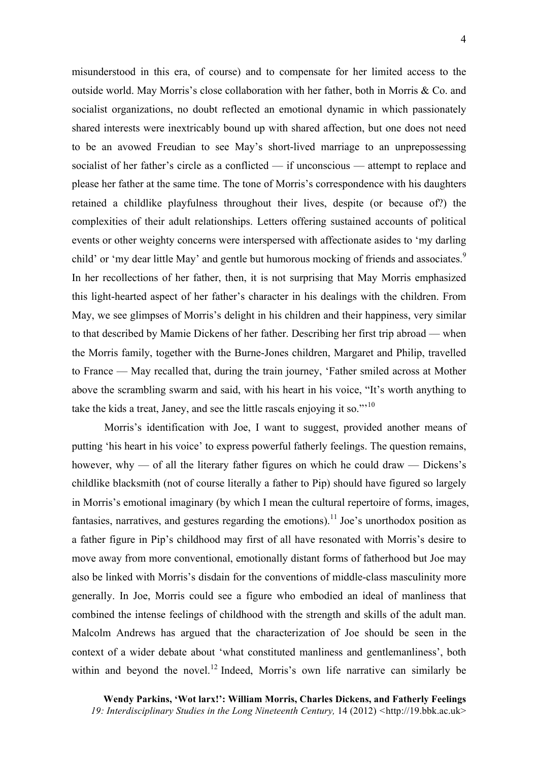misunderstood in this era, of course) and to compensate for her limited access to the outside world. May Morris's close collaboration with her father, both in Morris & Co. and socialist organizations, no doubt reflected an emotional dynamic in which passionately shared interests were inextricably bound up with shared affection, but one does not need to be an avowed Freudian to see May's short-lived marriage to an unprepossessing socialist of her father's circle as a conflicted — if unconscious — attempt to replace and please her father at the same time. The tone of Morris's correspondence with his daughters retained a childlike playfulness throughout their lives, despite (or because of?) the complexities of their adult relationships. Letters offering sustained accounts of political events or other weighty concerns were interspersed with affectionate asides to 'my darling child' or 'my dear little May' and gentle but humorous mocking of friends and associates.[9] In her recollections of her father, then, it is not surprising that May Morris emphasized this light-hearted aspect of her father's character in his dealings with the children. From May, we see glimpses of Morris's delight in his children and their happiness, very similar to that described by Mamie Dickens of her father. Describing her first trip abroad — when the Morris family, together with the Burne-Jones children, Margaret and Philip, travelled to France — May recalled that, during the train journey, 'Father smiled across at Mother above the scrambling swarm and said, with his heart in his voice, "It's worth anything to take the kids a treat, Janey, and see the little rascals enjoying it so."'[10]

Morris's identification with Joe, I want to suggest, provided another means of putting 'his heart in his voice' to express powerful fatherly feelings. The question remains, however, why — of all the literary father figures on which he could draw — Dickens's childlike blacksmith (not of course literally a father to Pip) should have figured so largely in Morris's emotional imaginary (by which I mean the cultural repertoire of forms, images, fantasies, narratives, and gestures regarding the emotions).[11] Joe's unorthodox position as a father figure in Pip's childhood may first of all have resonated with Morris's desire to move away from more conventional, emotionally distant forms of fatherhood but Joe may also be linked with Morris's disdain for the conventions of middle-class masculinity more generally. In Joe, Morris could see a figure who embodied an ideal of manliness that combined the intense feelings of childhood with the strength and skills of the adult man. Malcolm Andrews has argued that the characterization of Joe should be seen in the context of a wider debate about 'what constituted manliness and gentlemanliness', both within and beyond the novel.[12] Indeed, Morris's own life narrative can similarly be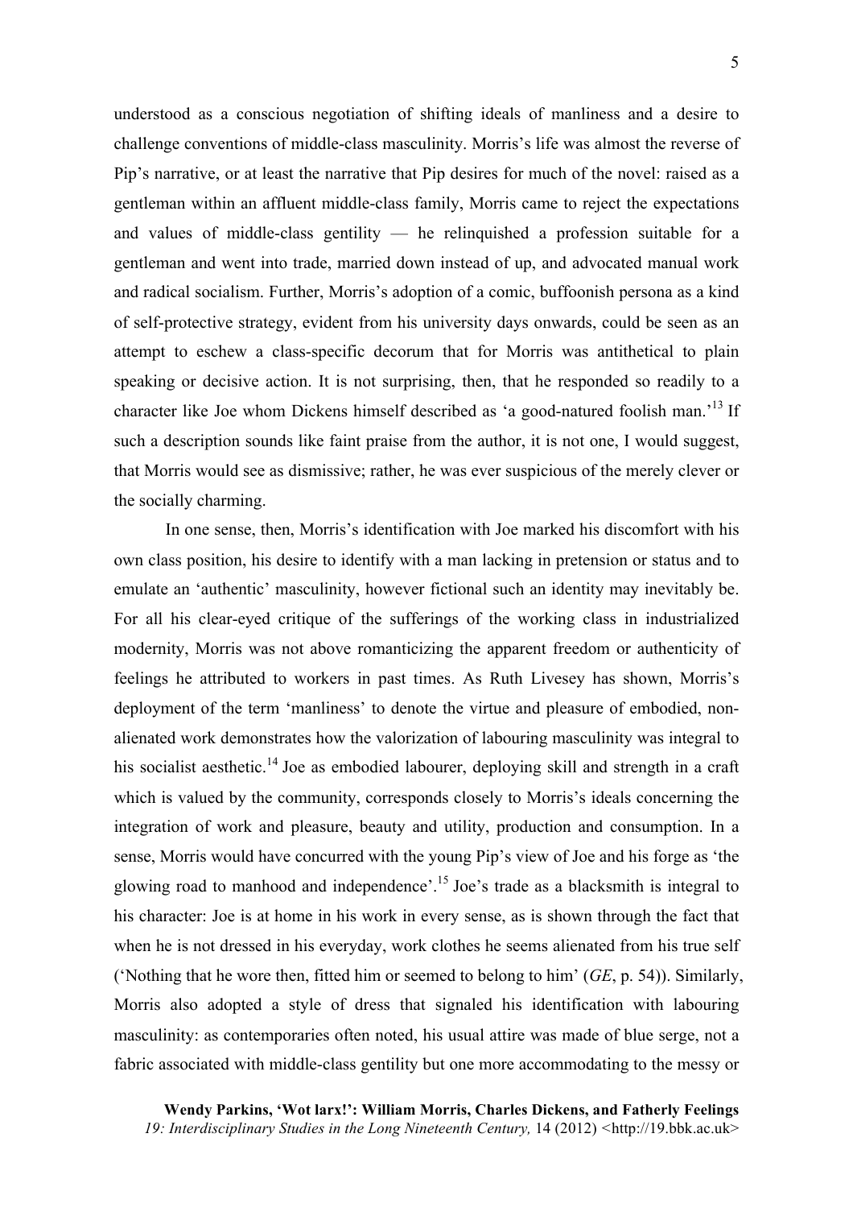understood as a conscious negotiation of shifting ideals of manliness and a desire to challenge conventions of middle-class masculinity. Morris's life was almost the reverse of Pip's narrative, or at least the narrative that Pip desires for much of the novel: raised as a gentleman within an affluent middle-class family, Morris came to reject the expectations and values of middle-class gentility — he relinquished a profession suitable for a gentleman and went into trade, married down instead of up, and advocated manual work and radical socialism. Further, Morris's adoption of a comic, buffoonish persona as a kind of self-protective strategy, evident from his university days onwards, could be seen as an attempt to eschew a class-specific decorum that for Morris was antithetical to plain speaking or decisive action. It is not surprising, then, that he responded so readily to a character like Joe whom Dickens himself described as 'a good-natured foolish man.'[13] If such a description sounds like faint praise from the author, it is not one, I would suggest, that Morris would see as dismissive; rather, he was ever suspicious of the merely clever or the socially charming.

In one sense, then, Morris's identification with Joe marked his discomfort with his own class position, his desire to identify with a man lacking in pretension or status and to emulate an 'authentic' masculinity, however fictional such an identity may inevitably be. For all his clear-eyed critique of the sufferings of the working class in industrialized modernity, Morris was not above romanticizing the apparent freedom or authenticity of feelings he attributed to workers in past times. As Ruth Livesey has shown, Morris's deployment of the term 'manliness' to denote the virtue and pleasure of embodied, non-alienated work demonstrates how the valorization of labouring masculinity was integral to his socialist aesthetic.[14] Joe as embodied labourer, deploying skill and strength in a craft which is valued by the community, corresponds closely to Morris's ideals concerning the integration of work and pleasure, beauty and utility, production and consumption. In a sense, Morris would have concurred with the young Pip's view of Joe and his forge as 'the glowing road to manhood and independence'.[15] Joe's trade as a blacksmith is integral to his character: Joe is at home in his work in every sense, as is shown through the fact that when he is not dressed in his everyday, work clothes he seems alienated from his true self ('Nothing that he wore then, fitted him or seemed to belong to him' (*GE*, p. 54)). Similarly, Morris also adopted a style of dress that signaled his identification with labouring masculinity: as contemporaries often noted, his usual attire was made of blue serge, not a fabric associated with middle-class gentility but one more accommodating to the messy or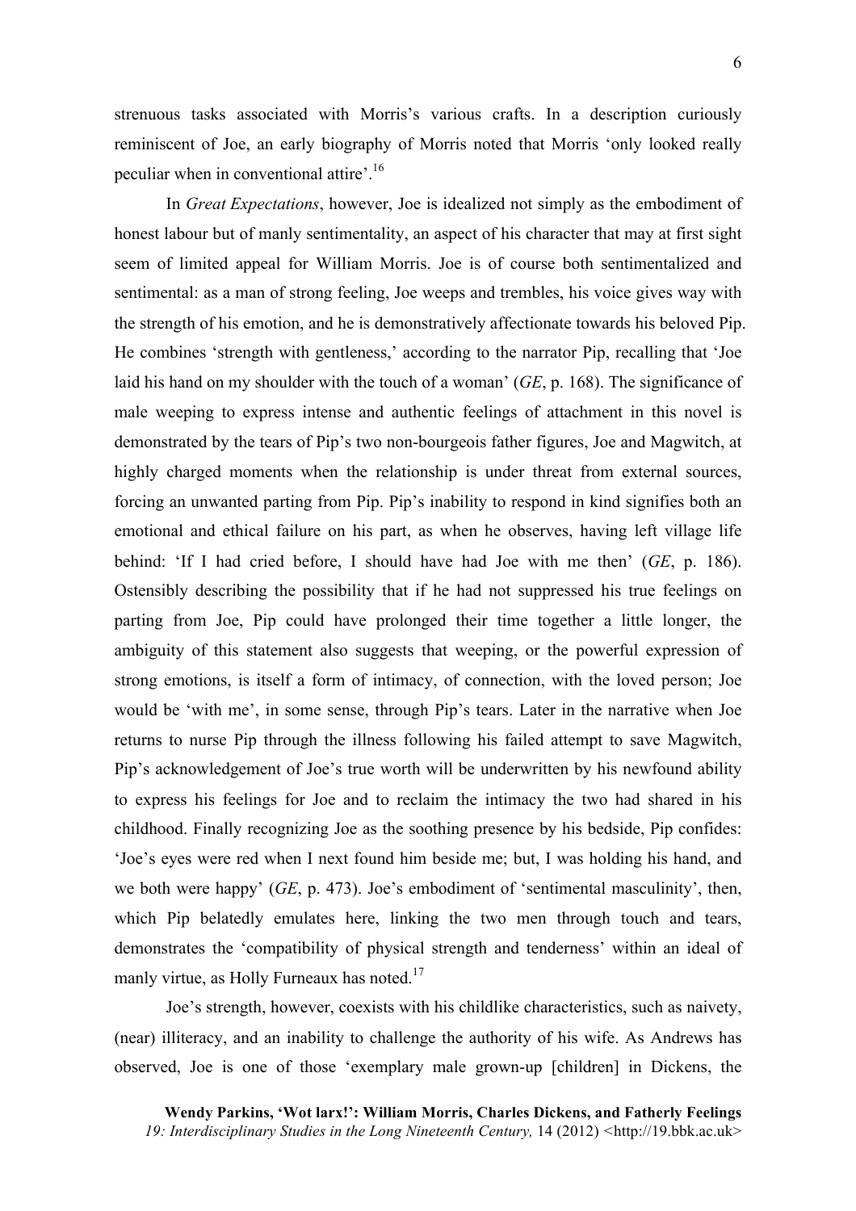strenuous tasks associated with Morris's various crafts. In a description curiously reminiscent of Joe, an early biography of Morris noted that Morris 'only looked really peculiar when in conventional attire'.[16]

In *Great Expectations*, however, Joe is idealized not simply as the embodiment of honest labour but of manly sentimentality, an aspect of his character that may at first sight seem of limited appeal for William Morris. Joe is of course both sentimentalized and sentimental: as a man of strong feeling, Joe weeps and trembles, his voice gives way with the strength of his emotion, and he is demonstratively affectionate towards his beloved Pip. He combines 'strength with gentleness,' according to the narrator Pip, recalling that 'Joe laid his hand on my shoulder with the touch of a woman' (*GE*, p. 168). The significance of male weeping to express intense and authentic feelings of attachment in this novel is demonstrated by the tears of Pip's two non-bourgeois father figures, Joe and Magwitch, at highly charged moments when the relationship is under threat from external sources, forcing an unwanted parting from Pip. Pip's inability to respond in kind signifies both an emotional and ethical failure on his part, as when he observes, having left village life behind: 'If I had cried before, I should have had Joe with me then' (*GE*, p. 186). Ostensibly describing the possibility that if he had not suppressed his true feelings on parting from Joe, Pip could have prolonged their time together a little longer, the ambiguity of this statement also suggests that weeping, or the powerful expression of strong emotions, is itself a form of intimacy, of connection, with the loved person; Joe would be 'with me', in some sense, through Pip's tears. Later in the narrative when Joe returns to nurse Pip through the illness following his failed attempt to save Magwitch, Pip's acknowledgement of Joe's true worth will be underwritten by his newfound ability to express his feelings for Joe and to reclaim the intimacy the two had shared in his childhood. Finally recognizing Joe as the soothing presence by his bedside, Pip confides: 'Joe's eyes were red when I next found him beside me; but, I was holding his hand, and we both were happy' (*GE*, p. 473). Joe's embodiment of 'sentimental masculinity', then, which Pip belatedly emulates here, linking the two men through touch and tears, demonstrates the 'compatibility of physical strength and tenderness' within an ideal of manly virtue, as Holly Furneaux has noted.[17]

Joe's strength, however, coexists with his childlike characteristics, such as naivety, (near) illiteracy, and an inability to challenge the authority of his wife. As Andrews has observed, Joe is one of those 'exemplary male grown-up [children] in Dickens, the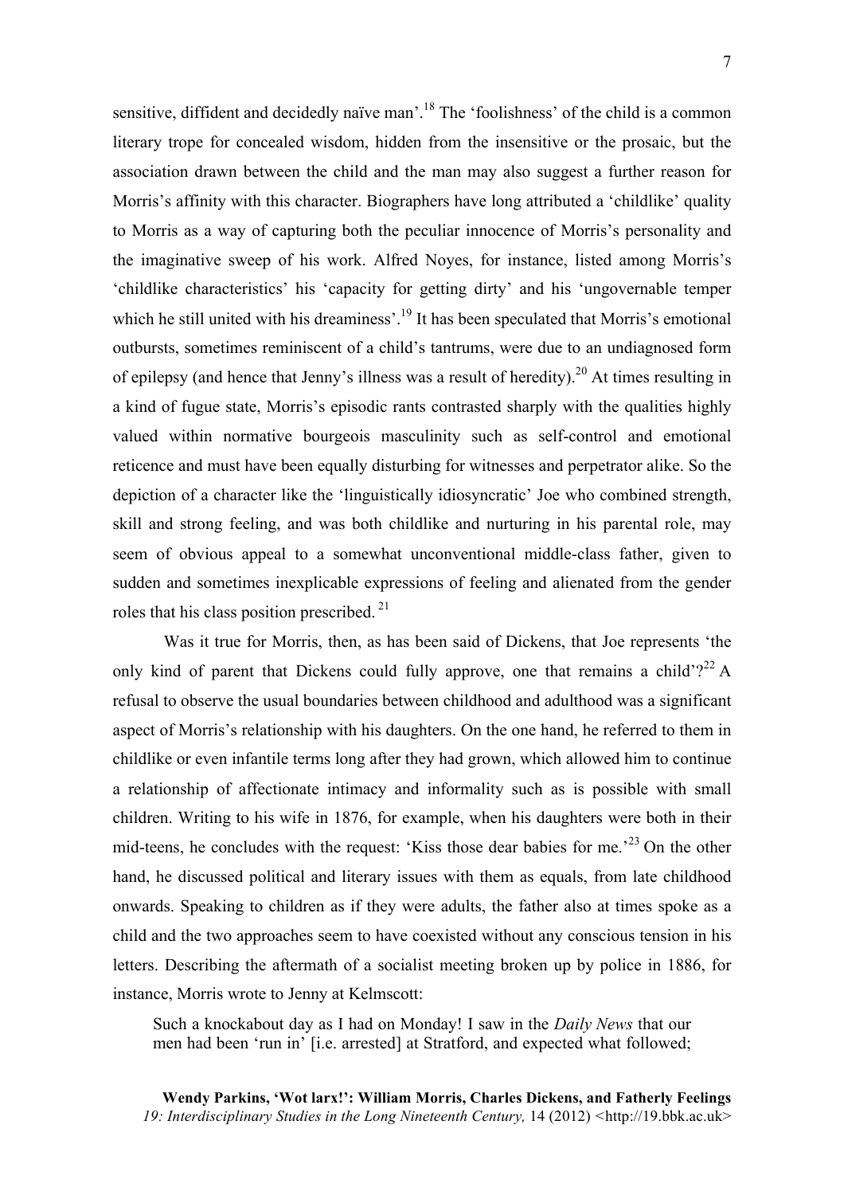sensitive, diffident and decidedly naïve man'.[18] The 'foolishness' of the child is a common literary trope for concealed wisdom, hidden from the insensitive or the prosaic, but the association drawn between the child and the man may also suggest a further reason for Morris's affinity with this character. Biographers have long attributed a 'childlike' quality to Morris as a way of capturing both the peculiar innocence of Morris's personality and the imaginative sweep of his work. Alfred Noyes, for instance, listed among Morris's 'childlike characteristics' his 'capacity for getting dirty' and his 'ungovernable temper which he still united with his dreaminess'.[19] It has been speculated that Morris's emotional outbursts, sometimes reminiscent of a child's tantrums, were due to an undiagnosed form of epilepsy (and hence that Jenny's illness was a result of heredity).[20] At times resulting in a kind of fugue state, Morris's episodic rants contrasted sharply with the qualities highly valued within normative bourgeois masculinity such as self-control and emotional reticence and must have been equally disturbing for witnesses and perpetrator alike. So the depiction of a character like the 'linguistically idiosyncratic' Joe who combined strength, skill and strong feeling, and was both childlike and nurturing in his parental role, may seem of obvious appeal to a somewhat unconventional middle-class father, given to sudden and sometimes inexplicable expressions of feeling and alienated from the gender roles that his class position prescribed.[21]

Was it true for Morris, then, as has been said of Dickens, that Joe represents 'the only kind of parent that Dickens could fully approve, one that remains a child'?[22] A refusal to observe the usual boundaries between childhood and adulthood was a significant aspect of Morris's relationship with his daughters. On the one hand, he referred to them in childlike or even infantile terms long after they had grown, which allowed him to continue a relationship of affectionate intimacy and informality such as is possible with small children. Writing to his wife in 1876, for example, when his daughters were both in their mid-teens, he concludes with the request: 'Kiss those dear babies for me.'[23] On the other hand, he discussed political and literary issues with them as equals, from late childhood onwards. Speaking to children as if they were adults, the father also at times spoke as a child and the two approaches seem to have coexisted without any conscious tension in his letters. Describing the aftermath of a socialist meeting broken up by police in 1886, for instance, Morris wrote to Jenny at Kelmscott:

> Such a knockabout day as I had on Monday! I saw in the *Daily News* that our men had been 'run in' [i.e. arrested] at Stratford, and expected what followed;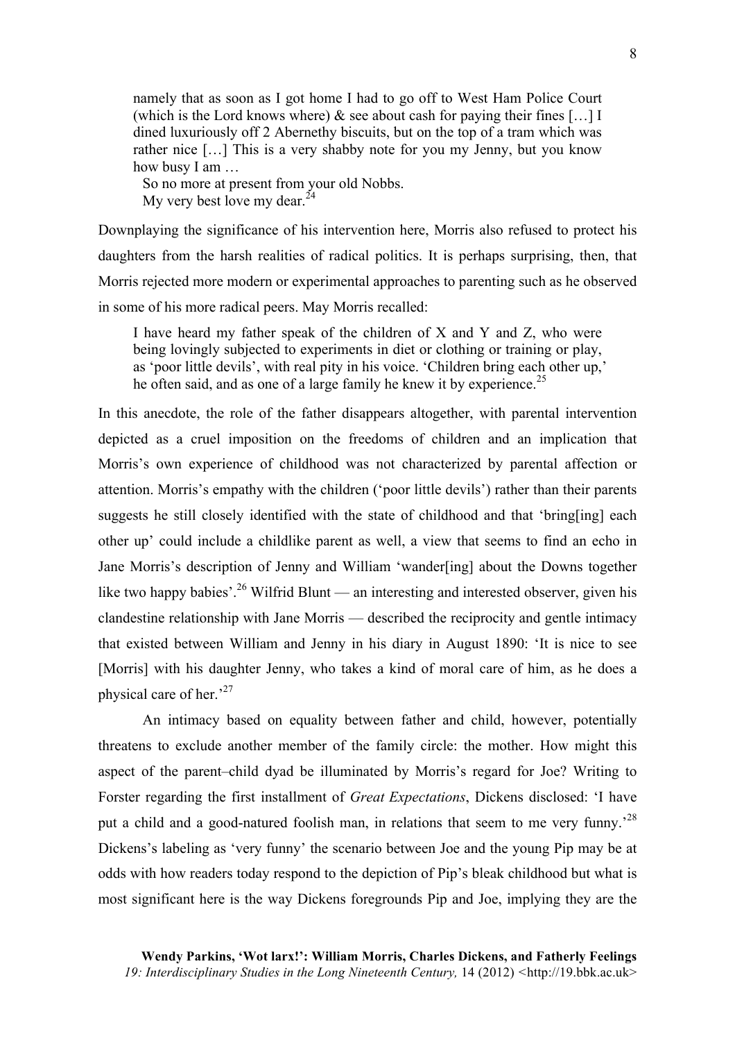> namely that as soon as I got home I had to go off to West Ham Police Court (which is the Lord knows where) & see about cash for paying their fines […] I dined luxuriously off 2 Abernethy biscuits, but on the top of a tram which was rather nice […] This is a very shabby note for you my Jenny, but you know how busy I am …
>
> So no more at present from your old Nobbs.
>
> My very best love my dear.[24]

Downplaying the significance of his intervention here, Morris also refused to protect his daughters from the harsh realities of radical politics. It is perhaps surprising, then, that Morris rejected more modern or experimental approaches to parenting such as he observed in some of his more radical peers. May Morris recalled:

> I have heard my father speak of the children of X and Y and Z, who were being lovingly subjected to experiments in diet or clothing or training or play, as 'poor little devils', with real pity in his voice. 'Children bring each other up,' he often said, and as one of a large family he knew it by experience.[25]

In this anecdote, the role of the father disappears altogether, with parental intervention depicted as a cruel imposition on the freedoms of children and an implication that Morris's own experience of childhood was not characterized by parental affection or attention. Morris's empathy with the children ('poor little devils') rather than their parents suggests he still closely identified with the state of childhood and that 'bring[ing] each other up' could include a childlike parent as well, a view that seems to find an echo in Jane Morris's description of Jenny and William 'wander[ing] about the Downs together like two happy babies'.[26] Wilfrid Blunt — an interesting and interested observer, given his clandestine relationship with Jane Morris — described the reciprocity and gentle intimacy that existed between William and Jenny in his diary in August 1890: 'It is nice to see [Morris] with his daughter Jenny, who takes a kind of moral care of him, as he does a physical care of her.'[27]

An intimacy based on equality between father and child, however, potentially threatens to exclude another member of the family circle: the mother. How might this aspect of the parent–child dyad be illuminated by Morris's regard for Joe? Writing to Forster regarding the first installment of *Great Expectations*, Dickens disclosed: 'I have put a child and a good-natured foolish man, in relations that seem to me very funny.'[28] Dickens's labeling as 'very funny' the scenario between Joe and the young Pip may be at odds with how readers today respond to the depiction of Pip's bleak childhood but what is most significant here is the way Dickens foregrounds Pip and Joe, implying they are the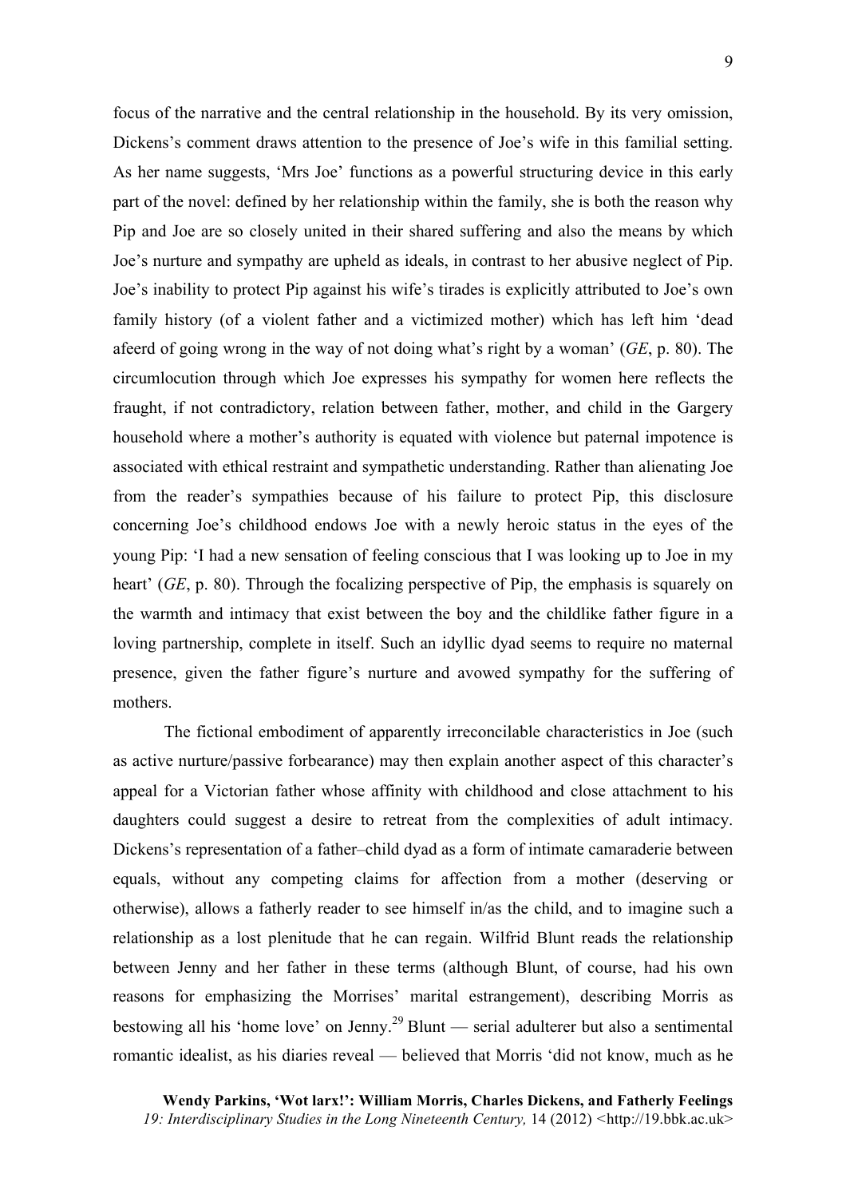focus of the narrative and the central relationship in the household. By its very omission, Dickens's comment draws attention to the presence of Joe's wife in this familial setting. As her name suggests, 'Mrs Joe' functions as a powerful structuring device in this early part of the novel: defined by her relationship within the family, she is both the reason why Pip and Joe are so closely united in their shared suffering and also the means by which Joe's nurture and sympathy are upheld as ideals, in contrast to her abusive neglect of Pip. Joe's inability to protect Pip against his wife's tirades is explicitly attributed to Joe's own family history (of a violent father and a victimized mother) which has left him 'dead afeerd of going wrong in the way of not doing what's right by a woman' (*GE*, p. 80). The circumlocution through which Joe expresses his sympathy for women here reflects the fraught, if not contradictory, relation between father, mother, and child in the Gargery household where a mother's authority is equated with violence but paternal impotence is associated with ethical restraint and sympathetic understanding. Rather than alienating Joe from the reader's sympathies because of his failure to protect Pip, this disclosure concerning Joe's childhood endows Joe with a newly heroic status in the eyes of the young Pip: 'I had a new sensation of feeling conscious that I was looking up to Joe in my heart' (*GE*, p. 80). Through the focalizing perspective of Pip, the emphasis is squarely on the warmth and intimacy that exist between the boy and the childlike father figure in a loving partnership, complete in itself. Such an idyllic dyad seems to require no maternal presence, given the father figure's nurture and avowed sympathy for the suffering of mothers.

The fictional embodiment of apparently irreconcilable characteristics in Joe (such as active nurture/passive forbearance) may then explain another aspect of this character's appeal for a Victorian father whose affinity with childhood and close attachment to his daughters could suggest a desire to retreat from the complexities of adult intimacy. Dickens's representation of a father–child dyad as a form of intimate camaraderie between equals, without any competing claims for affection from a mother (deserving or otherwise), allows a fatherly reader to see himself in/as the child, and to imagine such a relationship as a lost plenitude that he can regain. Wilfrid Blunt reads the relationship between Jenny and her father in these terms (although Blunt, of course, had his own reasons for emphasizing the Morrises' marital estrangement), describing Morris as bestowing all his 'home love' on Jenny.[29] Blunt — serial adulterer but also a sentimental romantic idealist, as his diaries reveal — believed that Morris 'did not know, much as he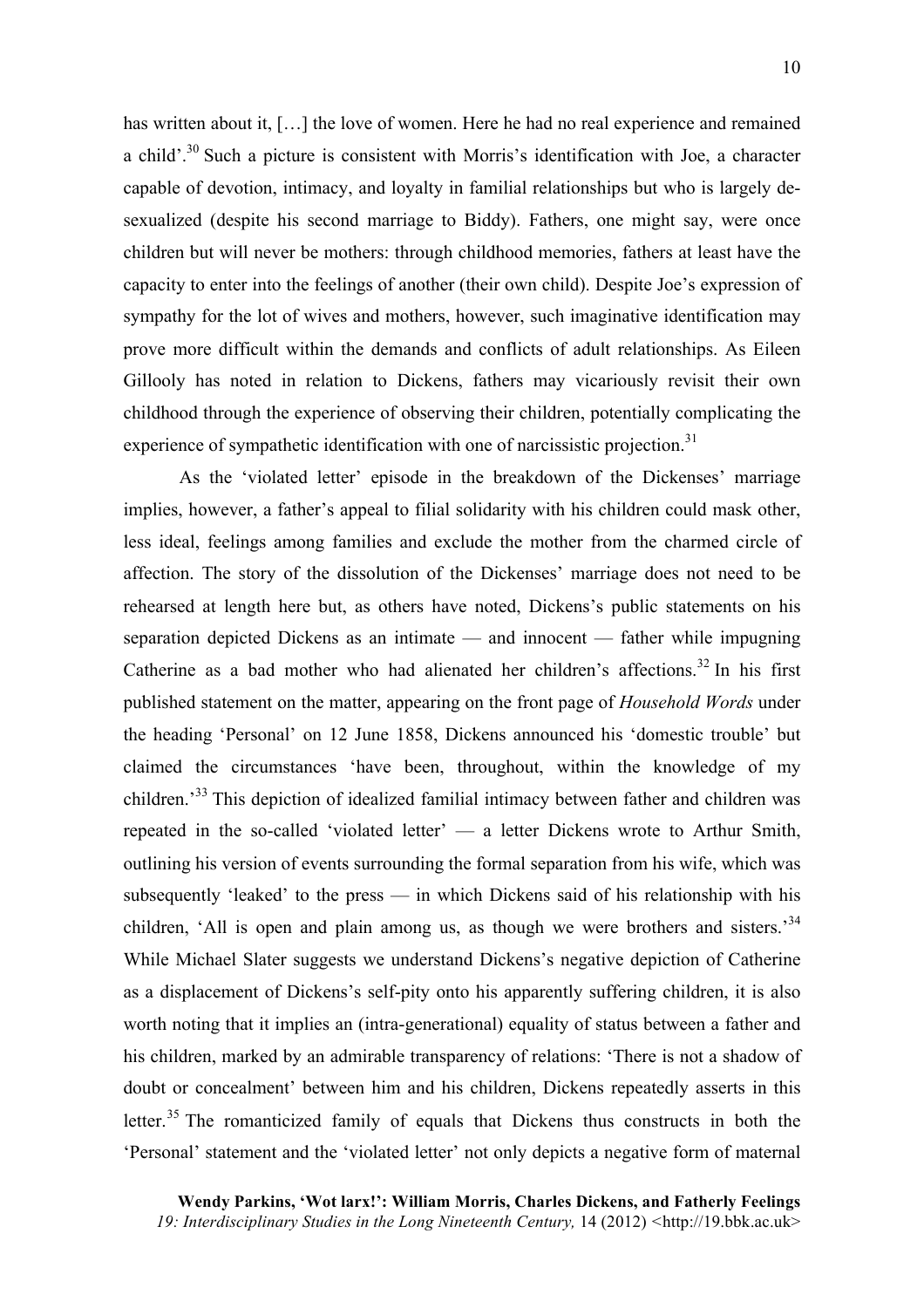has written about it, […] the love of women. Here he had no real experience and remained a child'.[30] Such a picture is consistent with Morris's identification with Joe, a character capable of devotion, intimacy, and loyalty in familial relationships but who is largely de-sexualized (despite his second marriage to Biddy). Fathers, one might say, were once children but will never be mothers: through childhood memories, fathers at least have the capacity to enter into the feelings of another (their own child). Despite Joe's expression of sympathy for the lot of wives and mothers, however, such imaginative identification may prove more difficult within the demands and conflicts of adult relationships. As Eileen Gillooly has noted in relation to Dickens, fathers may vicariously revisit their own childhood through the experience of observing their children, potentially complicating the experience of sympathetic identification with one of narcissistic projection.[31]

As the 'violated letter' episode in the breakdown of the Dickenses' marriage implies, however, a father's appeal to filial solidarity with his children could mask other, less ideal, feelings among families and exclude the mother from the charmed circle of affection. The story of the dissolution of the Dickenses' marriage does not need to be rehearsed at length here but, as others have noted, Dickens's public statements on his separation depicted Dickens as an intimate — and innocent — father while impugning Catherine as a bad mother who had alienated her children's affections.[32] In his first published statement on the matter, appearing on the front page of *Household Words* under the heading 'Personal' on 12 June 1858, Dickens announced his 'domestic trouble' but claimed the circumstances 'have been, throughout, within the knowledge of my children.'[33] This depiction of idealized familial intimacy between father and children was repeated in the so-called 'violated letter' — a letter Dickens wrote to Arthur Smith, outlining his version of events surrounding the formal separation from his wife, which was subsequently 'leaked' to the press — in which Dickens said of his relationship with his children, 'All is open and plain among us, as though we were brothers and sisters.'[34] While Michael Slater suggests we understand Dickens's negative depiction of Catherine as a displacement of Dickens's self-pity onto his apparently suffering children, it is also worth noting that it implies an (intra-generational) equality of status between a father and his children, marked by an admirable transparency of relations: 'There is not a shadow of doubt or concealment' between him and his children, Dickens repeatedly asserts in this letter.[35] The romanticized family of equals that Dickens thus constructs in both the 'Personal' statement and the 'violated letter' not only depicts a negative form of maternal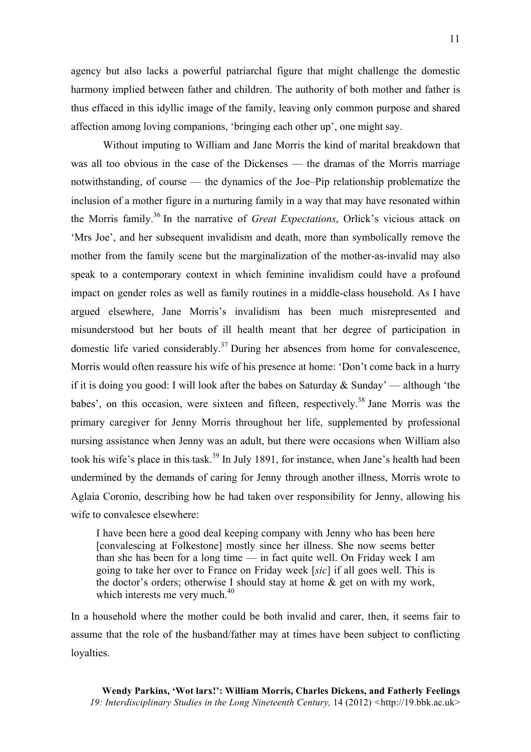agency but also lacks a powerful patriarchal figure that might challenge the domestic harmony implied between father and children. The authority of both mother and father is thus effaced in this idyllic image of the family, leaving only common purpose and shared affection among loving companions, 'bringing each other up', one might say.

Without imputing to William and Jane Morris the kind of marital breakdown that was all too obvious in the case of the Dickenses — the dramas of the Morris marriage notwithstanding, of course — the dynamics of the Joe–Pip relationship problematize the inclusion of a mother figure in a nurturing family in a way that may have resonated within the Morris family.[36] In the narrative of *Great Expectations*, Orlick's vicious attack on 'Mrs Joe', and her subsequent invalidism and death, more than symbolically remove the mother from the family scene but the marginalization of the mother-as-invalid may also speak to a contemporary context in which feminine invalidism could have a profound impact on gender roles as well as family routines in a middle-class household. As I have argued elsewhere, Jane Morris's invalidism has been much misrepresented and misunderstood but her bouts of ill health meant that her degree of participation in domestic life varied considerably.[37] During her absences from home for convalescence, Morris would often reassure his wife of his presence at home: 'Don't come back in a hurry if it is doing you good: I will look after the babes on Saturday & Sunday' — although 'the babes', on this occasion, were sixteen and fifteen, respectively.[38] Jane Morris was the primary caregiver for Jenny Morris throughout her life, supplemented by professional nursing assistance when Jenny was an adult, but there were occasions when William also took his wife's place in this task.[39] In July 1891, for instance, when Jane's health had been undermined by the demands of caring for Jenny through another illness, Morris wrote to Aglaia Coronio, describing how he had taken over responsibility for Jenny, allowing his wife to convalesce elsewhere:

> I have been here a good deal keeping company with Jenny who has been here [convalescing at Folkestone] mostly since her illness. She now seems better than she has been for a long time — in fact quite well. On Friday week I am going to take her over to France on Friday week [*sic*] if all goes well. This is the doctor's orders; otherwise I should stay at home & get on with my work, which interests me very much.[40]

In a household where the mother could be both invalid and carer, then, it seems fair to assume that the role of the husband/father may at times have been subject to conflicting loyalties.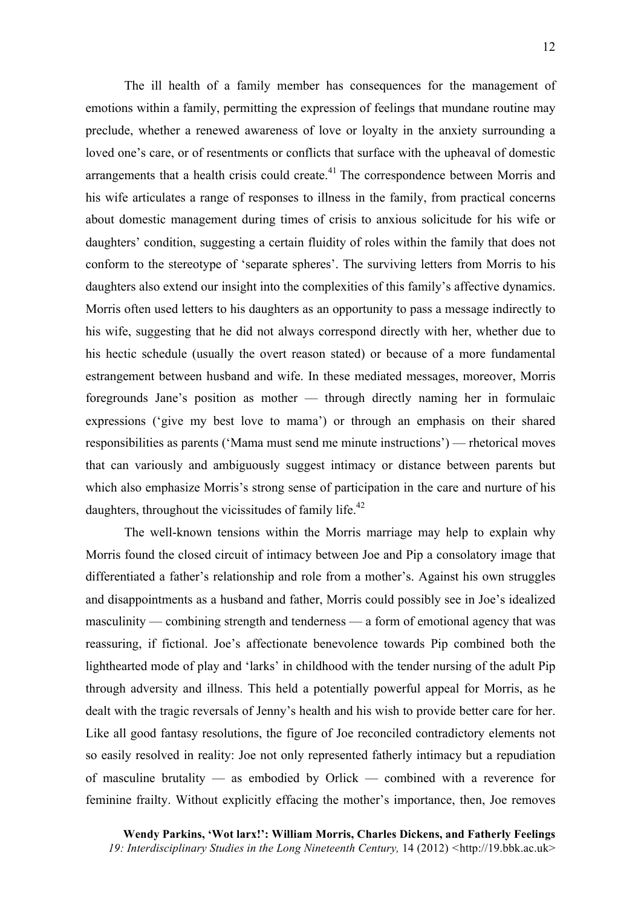The ill health of a family member has consequences for the management of emotions within a family, permitting the expression of feelings that mundane routine may preclude, whether a renewed awareness of love or loyalty in the anxiety surrounding a loved one's care, or of resentments or conflicts that surface with the upheaval of domestic arrangements that a health crisis could create.[41] The correspondence between Morris and his wife articulates a range of responses to illness in the family, from practical concerns about domestic management during times of crisis to anxious solicitude for his wife or daughters' condition, suggesting a certain fluidity of roles within the family that does not conform to the stereotype of 'separate spheres'. The surviving letters from Morris to his daughters also extend our insight into the complexities of this family's affective dynamics. Morris often used letters to his daughters as an opportunity to pass a message indirectly to his wife, suggesting that he did not always correspond directly with her, whether due to his hectic schedule (usually the overt reason stated) or because of a more fundamental estrangement between husband and wife. In these mediated messages, moreover, Morris foregrounds Jane's position as mother — through directly naming her in formulaic expressions ('give my best love to mama') or through an emphasis on their shared responsibilities as parents ('Mama must send me minute instructions') — rhetorical moves that can variously and ambiguously suggest intimacy or distance between parents but which also emphasize Morris's strong sense of participation in the care and nurture of his daughters, throughout the vicissitudes of family life.[42]

The well-known tensions within the Morris marriage may help to explain why Morris found the closed circuit of intimacy between Joe and Pip a consolatory image that differentiated a father's relationship and role from a mother's. Against his own struggles and disappointments as a husband and father, Morris could possibly see in Joe's idealized masculinity — combining strength and tenderness — a form of emotional agency that was reassuring, if fictional. Joe's affectionate benevolence towards Pip combined both the lighthearted mode of play and 'larks' in childhood with the tender nursing of the adult Pip through adversity and illness. This held a potentially powerful appeal for Morris, as he dealt with the tragic reversals of Jenny's health and his wish to provide better care for her. Like all good fantasy resolutions, the figure of Joe reconciled contradictory elements not so easily resolved in reality: Joe not only represented fatherly intimacy but a repudiation of masculine brutality — as embodied by Orlick — combined with a reverence for feminine frailty. Without explicitly effacing the mother's importance, then, Joe removes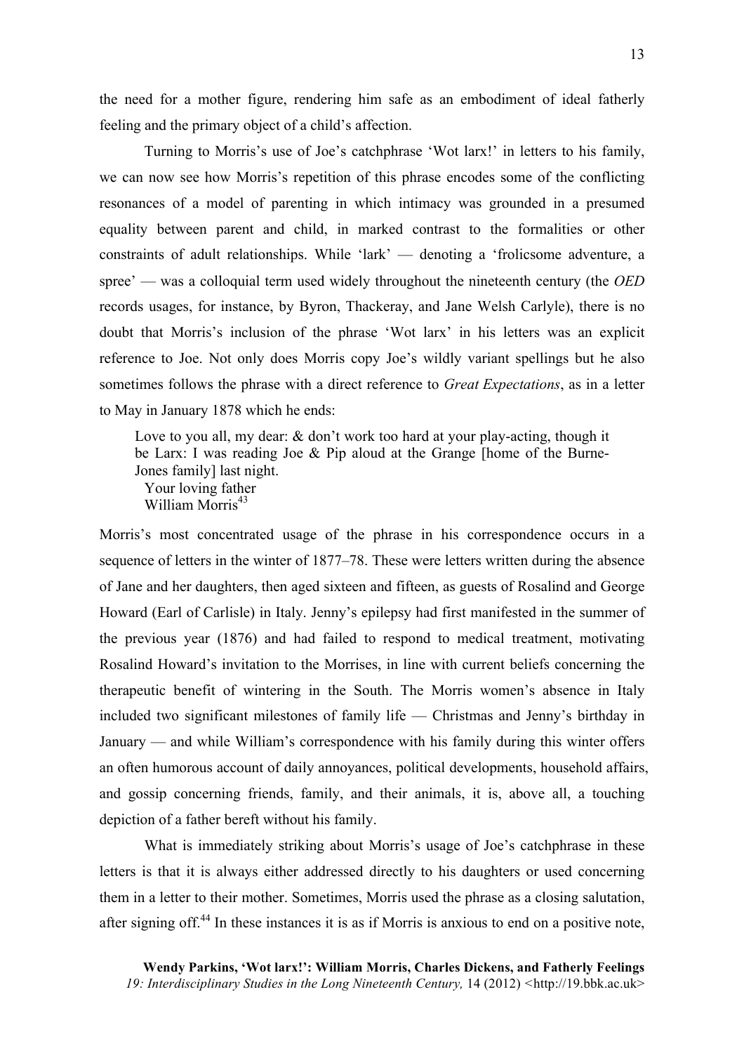the need for a mother figure, rendering him safe as an embodiment of ideal fatherly feeling and the primary object of a child's affection.

Turning to Morris's use of Joe's catchphrase 'Wot larx!' in letters to his family, we can now see how Morris's repetition of this phrase encodes some of the conflicting resonances of a model of parenting in which intimacy was grounded in a presumed equality between parent and child, in marked contrast to the formalities or other constraints of adult relationships. While 'lark' — denoting a 'frolicsome adventure, a spree' — was a colloquial term used widely throughout the nineteenth century (the *OED* records usages, for instance, by Byron, Thackeray, and Jane Welsh Carlyle), there is no doubt that Morris's inclusion of the phrase 'Wot larx' in his letters was an explicit reference to Joe. Not only does Morris copy Joe's wildly variant spellings but he also sometimes follows the phrase with a direct reference to *Great Expectations*, as in a letter to May in January 1878 which he ends:

> Love to you all, my dear: & don't work too hard at your play-acting, though it be Larx: I was reading Joe & Pip aloud at the Grange [home of the Burne-Jones family] last night.
> Your loving father
> William Morris[43]

Morris's most concentrated usage of the phrase in his correspondence occurs in a sequence of letters in the winter of 1877–78. These were letters written during the absence of Jane and her daughters, then aged sixteen and fifteen, as guests of Rosalind and George Howard (Earl of Carlisle) in Italy. Jenny's epilepsy had first manifested in the summer of the previous year (1876) and had failed to respond to medical treatment, motivating Rosalind Howard's invitation to the Morrises, in line with current beliefs concerning the therapeutic benefit of wintering in the South. The Morris women's absence in Italy included two significant milestones of family life — Christmas and Jenny's birthday in January — and while William's correspondence with his family during this winter offers an often humorous account of daily annoyances, political developments, household affairs, and gossip concerning friends, family, and their animals, it is, above all, a touching depiction of a father bereft without his family.

What is immediately striking about Morris's usage of Joe's catchphrase in these letters is that it is always either addressed directly to his daughters or used concerning them in a letter to their mother. Sometimes, Morris used the phrase as a closing salutation, after signing off.[44] In these instances it is as if Morris is anxious to end on a positive note,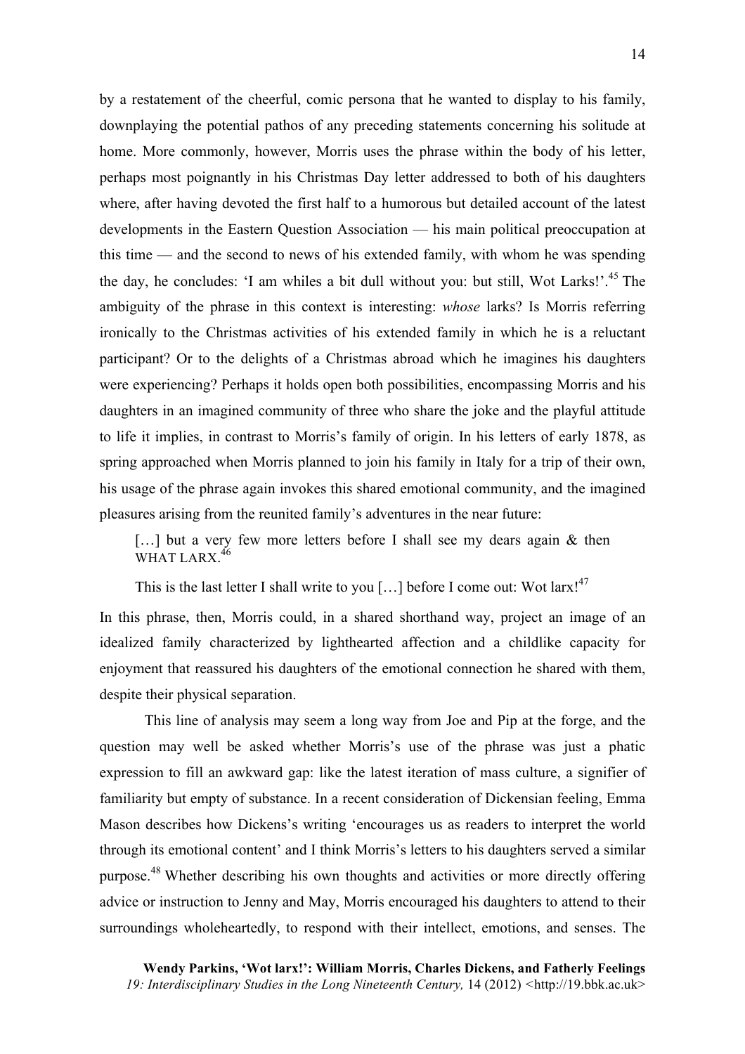by a restatement of the cheerful, comic persona that he wanted to display to his family, downplaying the potential pathos of any preceding statements concerning his solitude at home. More commonly, however, Morris uses the phrase within the body of his letter, perhaps most poignantly in his Christmas Day letter addressed to both of his daughters where, after having devoted the first half to a humorous but detailed account of the latest developments in the Eastern Question Association — his main political preoccupation at this time — and the second to news of his extended family, with whom he was spending the day, he concludes: 'I am whiles a bit dull without you: but still, Wot Larks!'.[45] The ambiguity of the phrase in this context is interesting: *whose* larks? Is Morris referring ironically to the Christmas activities of his extended family in which he is a reluctant participant? Or to the delights of a Christmas abroad which he imagines his daughters were experiencing? Perhaps it holds open both possibilities, encompassing Morris and his daughters in an imagined community of three who share the joke and the playful attitude to life it implies, in contrast to Morris's family of origin. In his letters of early 1878, as spring approached when Morris planned to join his family in Italy for a trip of their own, his usage of the phrase again invokes this shared emotional community, and the imagined pleasures arising from the reunited family's adventures in the near future:

> […] but a very few more letters before I shall see my dears again & then WHAT LARX.[46]
>
> This is the last letter I shall write to you […] before I come out: Wot larx![47]

In this phrase, then, Morris could, in a shared shorthand way, project an image of an idealized family characterized by lighthearted affection and a childlike capacity for enjoyment that reassured his daughters of the emotional connection he shared with them, despite their physical separation.

This line of analysis may seem a long way from Joe and Pip at the forge, and the question may well be asked whether Morris's use of the phrase was just a phatic expression to fill an awkward gap: like the latest iteration of mass culture, a signifier of familiarity but empty of substance. In a recent consideration of Dickensian feeling, Emma Mason describes how Dickens's writing 'encourages us as readers to interpret the world through its emotional content' and I think Morris's letters to his daughters served a similar purpose.[48] Whether describing his own thoughts and activities or more directly offering advice or instruction to Jenny and May, Morris encouraged his daughters to attend to their surroundings wholeheartedly, to respond with their intellect, emotions, and senses. The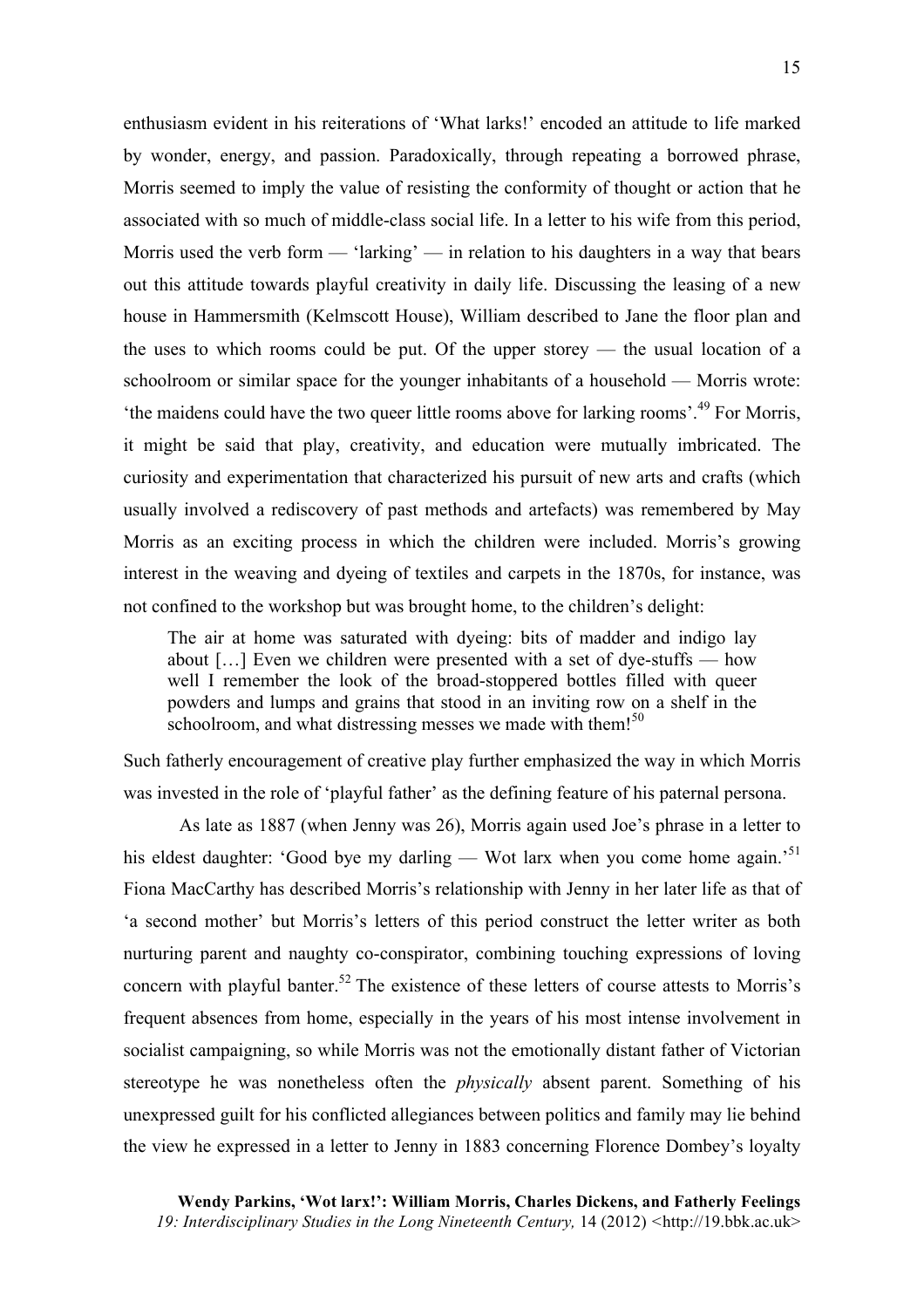enthusiasm evident in his reiterations of 'What larks!' encoded an attitude to life marked by wonder, energy, and passion. Paradoxically, through repeating a borrowed phrase, Morris seemed to imply the value of resisting the conformity of thought or action that he associated with so much of middle-class social life. In a letter to his wife from this period, Morris used the verb form — 'larking' — in relation to his daughters in a way that bears out this attitude towards playful creativity in daily life. Discussing the leasing of a new house in Hammersmith (Kelmscott House), William described to Jane the floor plan and the uses to which rooms could be put. Of the upper storey — the usual location of a schoolroom or similar space for the younger inhabitants of a household — Morris wrote: 'the maidens could have the two queer little rooms above for larking rooms'.[49] For Morris, it might be said that play, creativity, and education were mutually imbricated. The curiosity and experimentation that characterized his pursuit of new arts and crafts (which usually involved a rediscovery of past methods and artefacts) was remembered by May Morris as an exciting process in which the children were included. Morris's growing interest in the weaving and dyeing of textiles and carpets in the 1870s, for instance, was not confined to the workshop but was brought home, to the children's delight:

> The air at home was saturated with dyeing: bits of madder and indigo lay about […] Even we children were presented with a set of dye-stuffs — how well I remember the look of the broad-stoppered bottles filled with queer powders and lumps and grains that stood in an inviting row on a shelf in the schoolroom, and what distressing messes we made with them![50]

Such fatherly encouragement of creative play further emphasized the way in which Morris was invested in the role of 'playful father' as the defining feature of his paternal persona.

As late as 1887 (when Jenny was 26), Morris again used Joe's phrase in a letter to his eldest daughter: 'Good bye my darling — Wot larx when you come home again.'[51] Fiona MacCarthy has described Morris's relationship with Jenny in her later life as that of 'a second mother' but Morris's letters of this period construct the letter writer as both nurturing parent and naughty co-conspirator, combining touching expressions of loving concern with playful banter.[52] The existence of these letters of course attests to Morris's frequent absences from home, especially in the years of his most intense involvement in socialist campaigning, so while Morris was not the emotionally distant father of Victorian stereotype he was nonetheless often the *physically* absent parent. Something of his unexpressed guilt for his conflicted allegiances between politics and family may lie behind the view he expressed in a letter to Jenny in 1883 concerning Florence Dombey's loyalty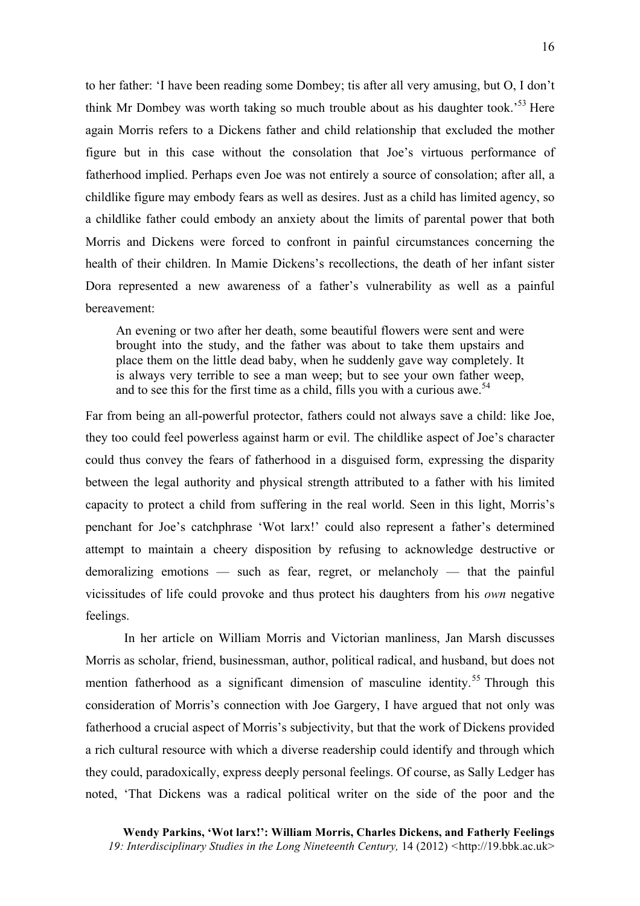to her father: 'I have been reading some Dombey; tis after all very amusing, but O, I don't think Mr Dombey was worth taking so much trouble about as his daughter took.'[53] Here again Morris refers to a Dickens father and child relationship that excluded the mother figure but in this case without the consolation that Joe's virtuous performance of fatherhood implied. Perhaps even Joe was not entirely a source of consolation; after all, a childlike figure may embody fears as well as desires. Just as a child has limited agency, so a childlike father could embody an anxiety about the limits of parental power that both Morris and Dickens were forced to confront in painful circumstances concerning the health of their children. In Mamie Dickens's recollections, the death of her infant sister Dora represented a new awareness of a father's vulnerability as well as a painful bereavement:

> An evening or two after her death, some beautiful flowers were sent and were brought into the study, and the father was about to take them upstairs and place them on the little dead baby, when he suddenly gave way completely. It is always very terrible to see a man weep; but to see your own father weep, and to see this for the first time as a child, fills you with a curious awe.[54]

Far from being an all-powerful protector, fathers could not always save a child: like Joe, they too could feel powerless against harm or evil. The childlike aspect of Joe's character could thus convey the fears of fatherhood in a disguised form, expressing the disparity between the legal authority and physical strength attributed to a father with his limited capacity to protect a child from suffering in the real world. Seen in this light, Morris's penchant for Joe's catchphrase 'Wot larx!' could also represent a father's determined attempt to maintain a cheery disposition by refusing to acknowledge destructive or demoralizing emotions — such as fear, regret, or melancholy — that the painful vicissitudes of life could provoke and thus protect his daughters from his *own* negative feelings.

In her article on William Morris and Victorian manliness, Jan Marsh discusses Morris as scholar, friend, businessman, author, political radical, and husband, but does not mention fatherhood as a significant dimension of masculine identity.[55] Through this consideration of Morris's connection with Joe Gargery, I have argued that not only was fatherhood a crucial aspect of Morris's subjectivity, but that the work of Dickens provided a rich cultural resource with which a diverse readership could identify and through which they could, paradoxically, express deeply personal feelings. Of course, as Sally Ledger has noted, 'That Dickens was a radical political writer on the side of the poor and the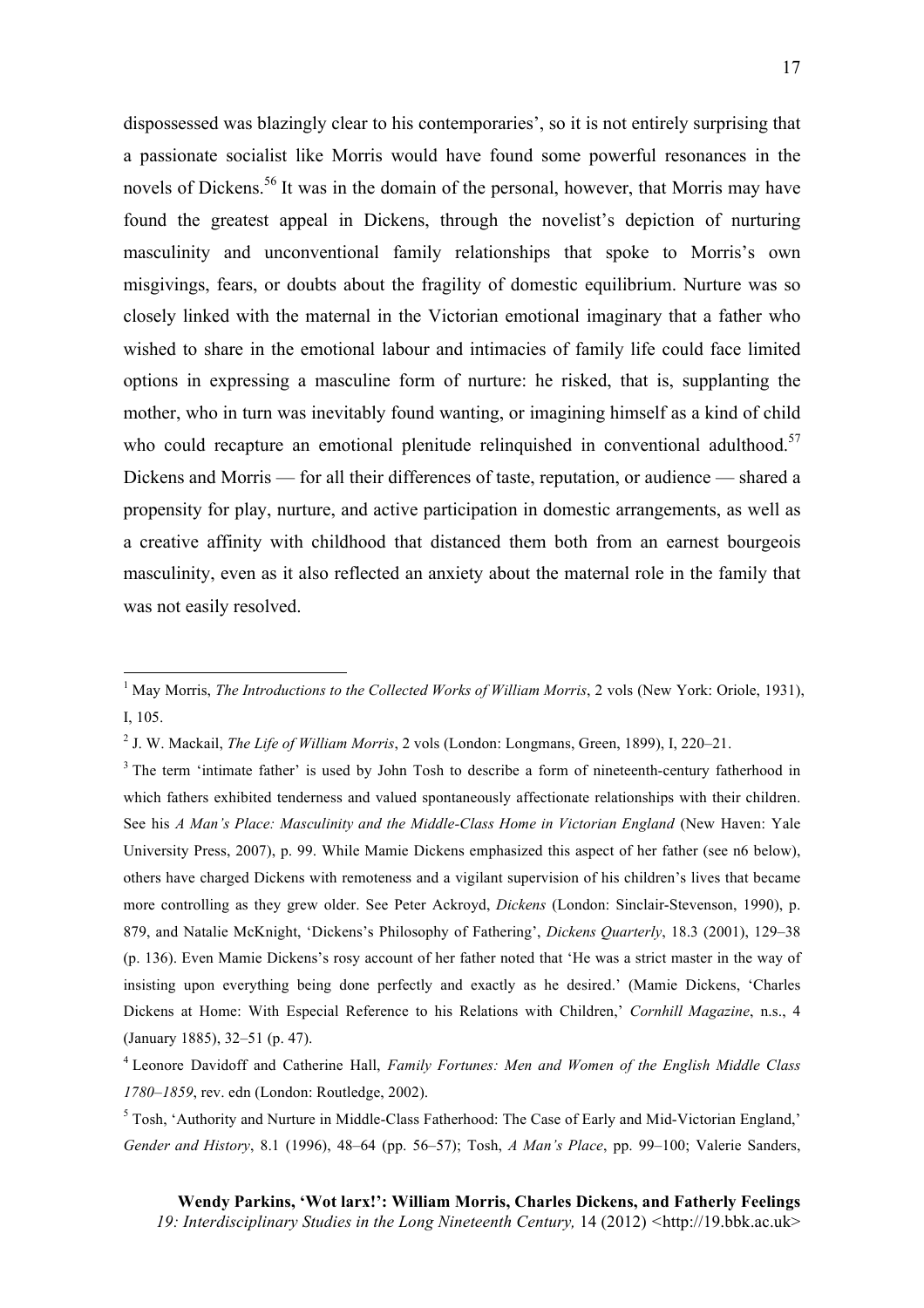dispossessed was blazingly clear to his contemporaries', so it is not entirely surprising that a passionate socialist like Morris would have found some powerful resonances in the novels of Dickens.[56] It was in the domain of the personal, however, that Morris may have found the greatest appeal in Dickens, through the novelist's depiction of nurturing masculinity and unconventional family relationships that spoke to Morris's own misgivings, fears, or doubts about the fragility of domestic equilibrium. Nurture was so closely linked with the maternal in the Victorian emotional imaginary that a father who wished to share in the emotional labour and intimacies of family life could face limited options in expressing a masculine form of nurture: he risked, that is, supplanting the mother, who in turn was inevitably found wanting, or imagining himself as a kind of child who could recapture an emotional plenitude relinquished in conventional adulthood.[57] Dickens and Morris — for all their differences of taste, reputation, or audience — shared a propensity for play, nurture, and active participation in domestic arrangements, as well as a creative affinity with childhood that distanced them both from an earnest bourgeois masculinity, even as it also reflected an anxiety about the maternal role in the family that was not easily resolved.

---

[1] May Morris, *The Introductions to the Collected Works of William Morris*, 2 vols (New York: Oriole, 1931), I, 105.

[2] J. W. Mackail, *The Life of William Morris*, 2 vols (London: Longmans, Green, 1899), I, 220–21.

[3] The term 'intimate father' is used by John Tosh to describe a form of nineteenth-century fatherhood in which fathers exhibited tenderness and valued spontaneously affectionate relationships with their children. See his *A Man's Place: Masculinity and the Middle-Class Home in Victorian England* (New Haven: Yale University Press, 2007), p. 99. While Mamie Dickens emphasized this aspect of her father (see n6 below), others have charged Dickens with remoteness and a vigilant supervision of his children's lives that became more controlling as they grew older. See Peter Ackroyd, *Dickens* (London: Sinclair-Stevenson, 1990), p. 879, and Natalie McKnight, 'Dickens's Philosophy of Fathering', *Dickens Quarterly*, 18.3 (2001), 129–38 (p. 136). Even Mamie Dickens's rosy account of her father noted that 'He was a strict master in the way of insisting upon everything being done perfectly and exactly as he desired.' (Mamie Dickens, 'Charles Dickens at Home: With Especial Reference to his Relations with Children,' *Cornhill Magazine*, n.s., 4 (January 1885), 32–51 (p. 47).

[4] Leonore Davidoff and Catherine Hall, *Family Fortunes: Men and Women of the English Middle Class 1780–1859*, rev. edn (London: Routledge, 2002).

[5] Tosh, 'Authority and Nurture in Middle-Class Fatherhood: The Case of Early and Mid-Victorian England,' *Gender and History*, 8.1 (1996), 48–64 (pp. 56–57); Tosh, *A Man's Place*, pp. 99–100; Valerie Sanders,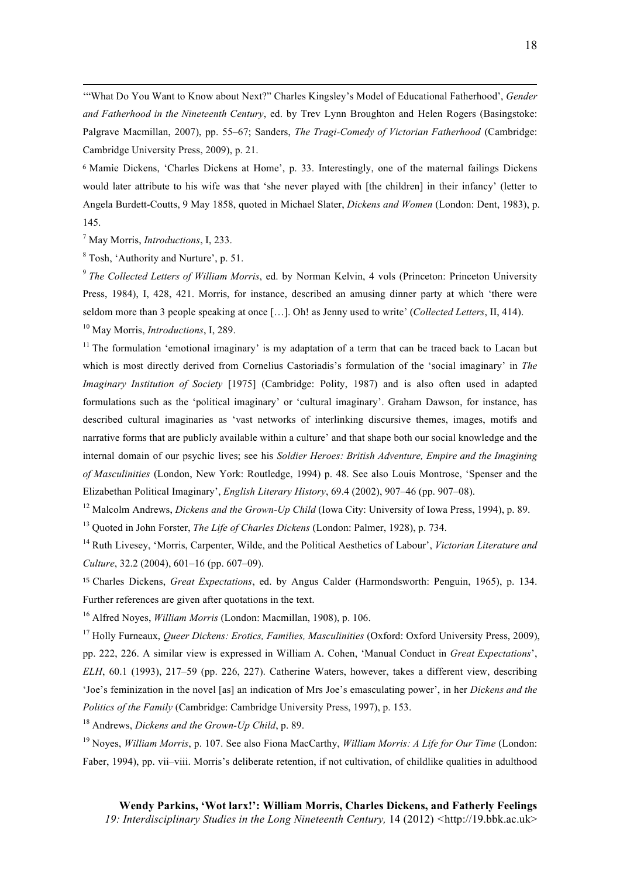'"What Do You Want to Know about Next?" Charles Kingsley's Model of Educational Fatherhood', *Gender and Fatherhood in the Nineteenth Century*, ed. by Trev Lynn Broughton and Helen Rogers (Basingstoke: Palgrave Macmillan, 2007), pp. 55–67; Sanders, *The Tragi-Comedy of Victorian Fatherhood* (Cambridge: Cambridge University Press, 2009), p. 21.

[6] Mamie Dickens, 'Charles Dickens at Home', p. 33. Interestingly, one of the maternal failings Dickens would later attribute to his wife was that 'she never played with [the children] in their infancy' (letter to Angela Burdett-Coutts, 9 May 1858, quoted in Michael Slater, *Dickens and Women* (London: Dent, 1983), p. 145.

[7] May Morris, *Introductions*, I, 233.

[8] Tosh, 'Authority and Nurture', p. 51.

[9] *The Collected Letters of William Morris*, ed. by Norman Kelvin, 4 vols (Princeton: Princeton University Press, 1984), I, 428, 421. Morris, for instance, described an amusing dinner party at which 'there were seldom more than 3 people speaking at once […]. Oh! as Jenny used to write' (*Collected Letters*, II, 414).

[10] May Morris, *Introductions*, I, 289.

[11] The formulation 'emotional imaginary' is my adaptation of a term that can be traced back to Lacan but which is most directly derived from Cornelius Castoriadis's formulation of the 'social imaginary' in *The Imaginary Institution of Society* [1975] (Cambridge: Polity, 1987) and is also often used in adapted formulations such as the 'political imaginary' or 'cultural imaginary'. Graham Dawson, for instance, has described cultural imaginaries as 'vast networks of interlinking discursive themes, images, motifs and narrative forms that are publicly available within a culture' and that shape both our social knowledge and the internal domain of our psychic lives; see his *Soldier Heroes: British Adventure, Empire and the Imagining of Masculinities* (London, New York: Routledge, 1994) p. 48. See also Louis Montrose, 'Spenser and the Elizabethan Political Imaginary', *English Literary History*, 69.4 (2002), 907–46 (pp. 907–08).

[12] Malcolm Andrews, *Dickens and the Grown-Up Child* (Iowa City: University of Iowa Press, 1994), p. 89.

[13] Quoted in John Forster, *The Life of Charles Dickens* (London: Palmer, 1928), p. 734.

[14] Ruth Livesey, 'Morris, Carpenter, Wilde, and the Political Aesthetics of Labour', *Victorian Literature and Culture*, 32.2 (2004), 601–16 (pp. 607–09).

[15] Charles Dickens, *Great Expectations*, ed. by Angus Calder (Harmondsworth: Penguin, 1965), p. 134. Further references are given after quotations in the text.

[16] Alfred Noyes, *William Morris* (London: Macmillan, 1908), p. 106.

[17] Holly Furneaux, *Queer Dickens: Erotics, Families, Masculinities* (Oxford: Oxford University Press, 2009), pp. 222, 226. A similar view is expressed in William A. Cohen, 'Manual Conduct in *Great Expectations*', *ELH*, 60.1 (1993), 217–59 (pp. 226, 227). Catherine Waters, however, takes a different view, describing 'Joe's feminization in the novel [as] an indication of Mrs Joe's emasculating power', in her *Dickens and the Politics of the Family* (Cambridge: Cambridge University Press, 1997), p. 153.

[18] Andrews, *Dickens and the Grown-Up Child*, p. 89.

[19] Noyes, *William Morris*, p. 107. See also Fiona MacCarthy, *William Morris: A Life for Our Time* (London: Faber, 1994), pp. vii–viii. Morris's deliberate retention, if not cultivation, of childlike qualities in adulthood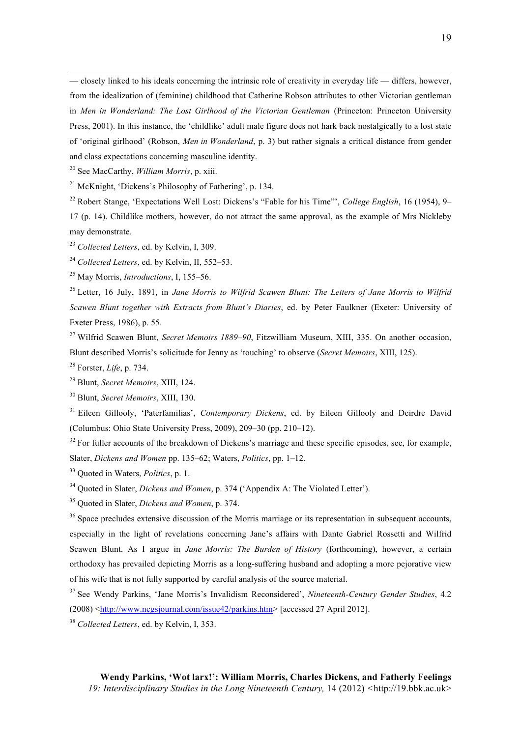— closely linked to his ideals concerning the intrinsic role of creativity in everyday life — differs, however, from the idealization of (feminine) childhood that Catherine Robson attributes to other Victorian gentleman in *Men in Wonderland: The Lost Girlhood of the Victorian Gentleman* (Princeton: Princeton University Press, 2001). In this instance, the 'childlike' adult male figure does not hark back nostalgically to a lost state of 'original girlhood' (Robson, *Men in Wonderland*, p. 3) but rather signals a critical distance from gender and class expectations concerning masculine identity.

[20] See MacCarthy, *William Morris*, p. xiii.

[21] McKnight, 'Dickens's Philosophy of Fathering', p. 134.

[22] Robert Stange, 'Expectations Well Lost: Dickens's "Fable for his Time"', *College English*, 16 (1954), 9–17 (p. 14). Childlike mothers, however, do not attract the same approval, as the example of Mrs Nickleby may demonstrate.

[23] *Collected Letters*, ed. by Kelvin, I, 309.

[24] *Collected Letters*, ed. by Kelvin, II, 552–53.

[25] May Morris, *Introductions*, I, 155–56.

[26] Letter, 16 July, 1891, in *Jane Morris to Wilfrid Scawen Blunt: The Letters of Jane Morris to Wilfrid Scawen Blunt together with Extracts from Blunt's Diaries*, ed. by Peter Faulkner (Exeter: University of Exeter Press, 1986), p. 55.

[27] Wilfrid Scawen Blunt, *Secret Memoirs 1889–90*, Fitzwilliam Museum, XIII, 335. On another occasion, Blunt described Morris's solicitude for Jenny as 'touching' to observe (*Secret Memoirs*, XIII, 125).

[28] Forster, *Life*, p. 734.

[29] Blunt, *Secret Memoirs*, XIII, 124.

[30] Blunt, *Secret Memoirs*, XIII, 130.

[31] Eileen Gillooly, 'Paterfamilias', *Contemporary Dickens*, ed. by Eileen Gillooly and Deirdre David (Columbus: Ohio State University Press, 2009), 209–30 (pp. 210–12).

[32] For fuller accounts of the breakdown of Dickens's marriage and these specific episodes, see, for example, Slater, *Dickens and Women* pp. 135–62; Waters, *Politics*, pp. 1–12.

[33] Quoted in Waters, *Politics*, p. 1.

[34] Quoted in Slater, *Dickens and Women*, p. 374 ('Appendix A: The Violated Letter').

[35] Quoted in Slater, *Dickens and Women*, p. 374.

[36] Space precludes extensive discussion of the Morris marriage or its representation in subsequent accounts, especially in the light of revelations concerning Jane's affairs with Dante Gabriel Rossetti and Wilfrid Scawen Blunt. As I argue in *Jane Morris: The Burden of History* (forthcoming), however, a certain orthodoxy has prevailed depicting Morris as a long-suffering husband and adopting a more pejorative view of his wife that is not fully supported by careful analysis of the source material.

[37] See Wendy Parkins, 'Jane Morris's Invalidism Reconsidered', *Nineteenth-Century Gender Studies*, 4.2 (2008) <http://www.ncgsjournal.com/issue42/parkins.htm> [accessed 27 April 2012].

[38] *Collected Letters*, ed. by Kelvin, I, 353.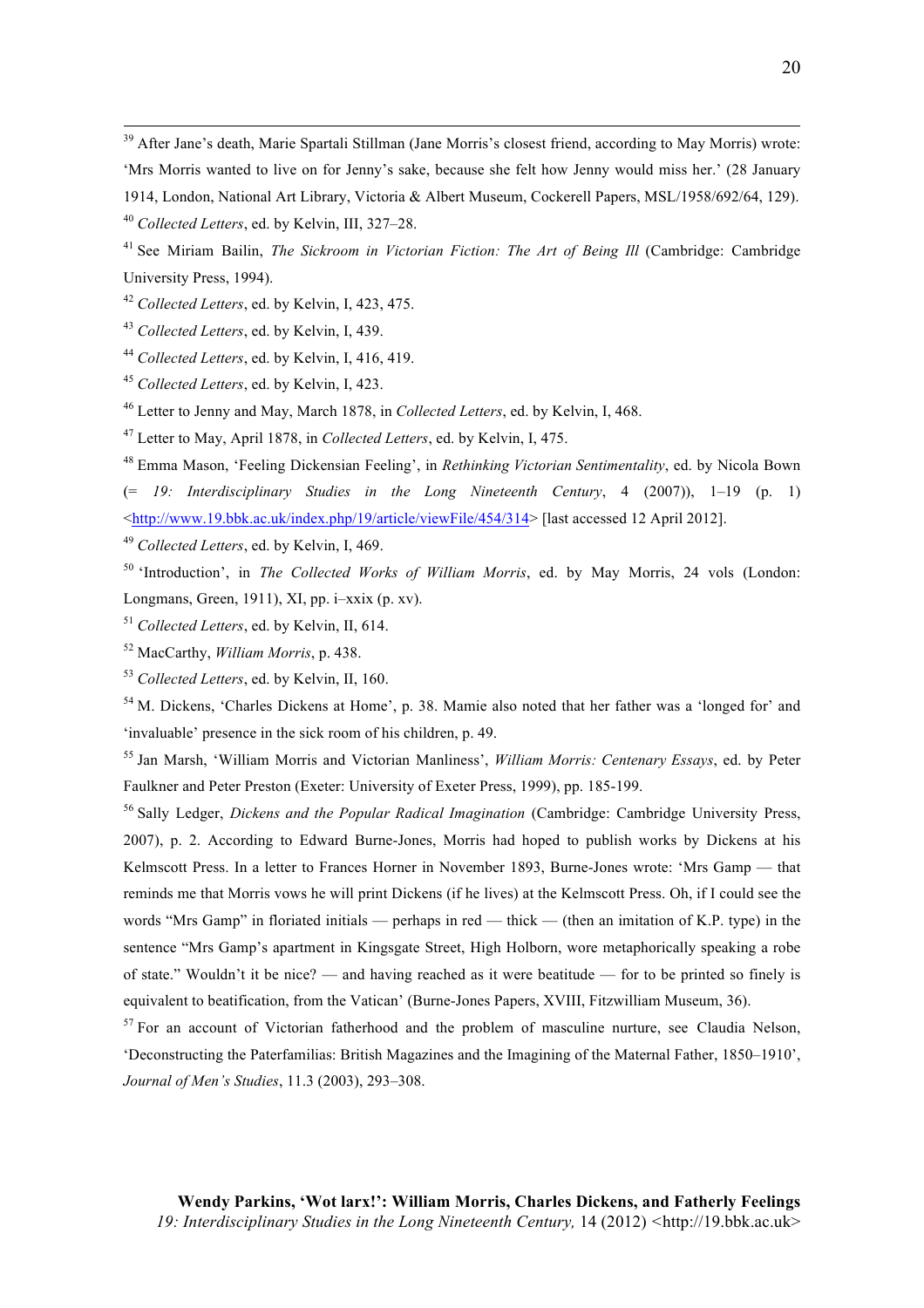[39] After Jane's death, Marie Spartali Stillman (Jane Morris's closest friend, according to May Morris) wrote: 'Mrs Morris wanted to live on for Jenny's sake, because she felt how Jenny would miss her.' (28 January 1914, London, National Art Library, Victoria & Albert Museum, Cockerell Papers, MSL/1958/692/64, 129).

[40] *Collected Letters*, ed. by Kelvin, III, 327–28.

[41] See Miriam Bailin, *The Sickroom in Victorian Fiction: The Art of Being Ill* (Cambridge: Cambridge University Press, 1994).

[42] *Collected Letters*, ed. by Kelvin, I, 423, 475.

[43] *Collected Letters*, ed. by Kelvin, I, 439.

[44] *Collected Letters*, ed. by Kelvin, I, 416, 419.

[45] *Collected Letters*, ed. by Kelvin, I, 423.

[46] Letter to Jenny and May, March 1878, in *Collected Letters*, ed. by Kelvin, I, 468.

[47] Letter to May, April 1878, in *Collected Letters*, ed. by Kelvin, I, 475.

[48] Emma Mason, 'Feeling Dickensian Feeling', in *Rethinking Victorian Sentimentality*, ed. by Nicola Bown (= *19: Interdisciplinary Studies in the Long Nineteenth Century*, 4 (2007)), 1–19 (p. 1) <http://www.19.bbk.ac.uk/index.php/19/article/viewFile/454/314> [last accessed 12 April 2012].

[49] *Collected Letters*, ed. by Kelvin, I, 469.

[50] 'Introduction', in *The Collected Works of William Morris*, ed. by May Morris, 24 vols (London: Longmans, Green, 1911), XI, pp. i–xxix (p. xv).

[51] *Collected Letters*, ed. by Kelvin, II, 614.

[52] MacCarthy, *William Morris*, p. 438.

[53] *Collected Letters*, ed. by Kelvin, II, 160.

[54] M. Dickens, 'Charles Dickens at Home', p. 38. Mamie also noted that her father was a 'longed for' and 'invaluable' presence in the sick room of his children, p. 49.

[55] Jan Marsh, 'William Morris and Victorian Manliness', *William Morris: Centenary Essays*, ed. by Peter Faulkner and Peter Preston (Exeter: University of Exeter Press, 1999), pp. 185-199.

[56] Sally Ledger, *Dickens and the Popular Radical Imagination* (Cambridge: Cambridge University Press, 2007), p. 2. According to Edward Burne-Jones, Morris had hoped to publish works by Dickens at his Kelmscott Press. In a letter to Frances Horner in November 1893, Burne-Jones wrote: 'Mrs Gamp — that reminds me that Morris vows he will print Dickens (if he lives) at the Kelmscott Press. Oh, if I could see the words "Mrs Gamp" in floriated initials — perhaps in red — thick — (then an imitation of K.P. type) in the sentence "Mrs Gamp's apartment in Kingsgate Street, High Holborn, wore metaphorically speaking a robe of state." Wouldn't it be nice? — and having reached as it were beatitude — for to be printed so finely is equivalent to beatification, from the Vatican' (Burne-Jones Papers, XVIII, Fitzwilliam Museum, 36).

[57] For an account of Victorian fatherhood and the problem of masculine nurture, see Claudia Nelson, 'Deconstructing the Paterfamilias: British Magazines and the Imagining of the Maternal Father, 1850–1910', *Journal of Men's Studies*, 11.3 (2003), 293–308.